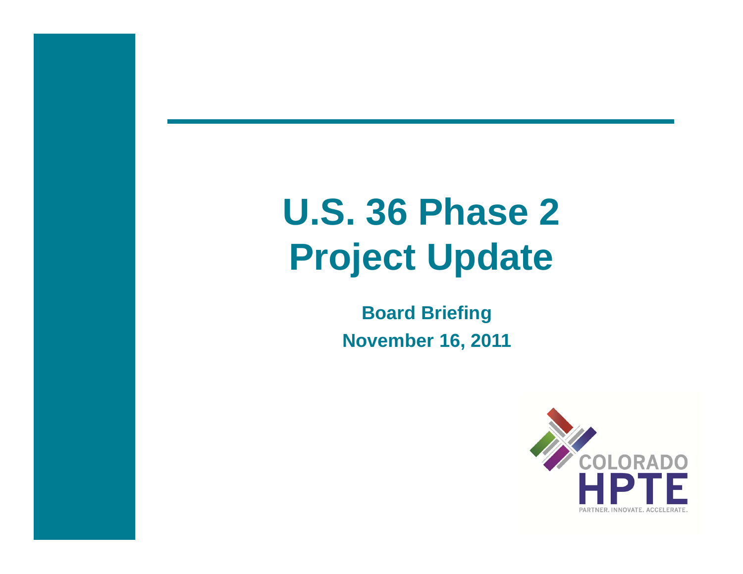# U.S. 36 Phase 2 Project Update

**Board Briefing**

**November 16, 2011**

COLORADO HPTE

PARTNER. INNOVATE. ACCELERATE.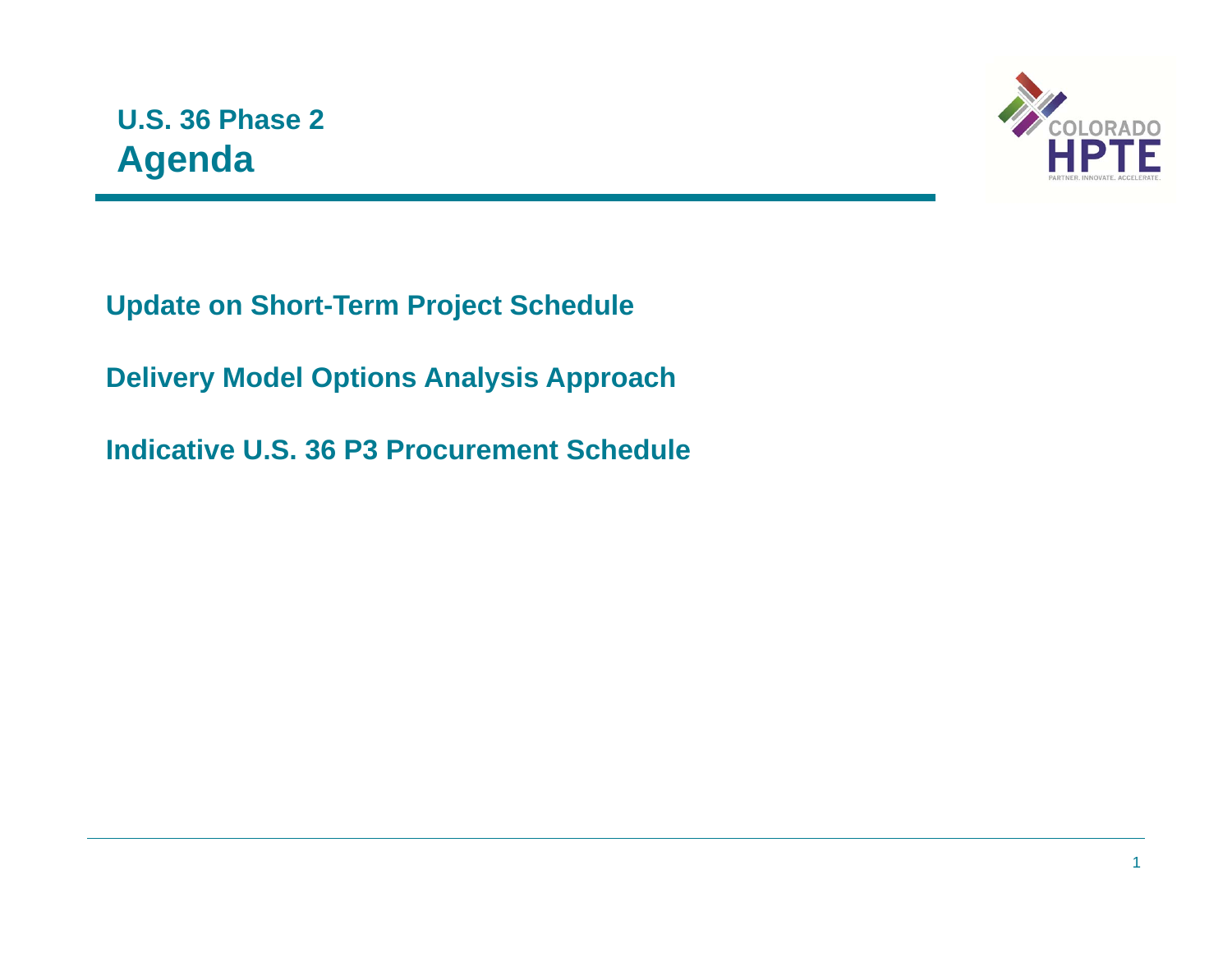# U.S. 36 Phase 2
## Agenda

**Update on Short-Term Project Schedule**

**Delivery Model Options Analysis Approach**

**Indicative U.S. 36 P3 Procurement Schedule**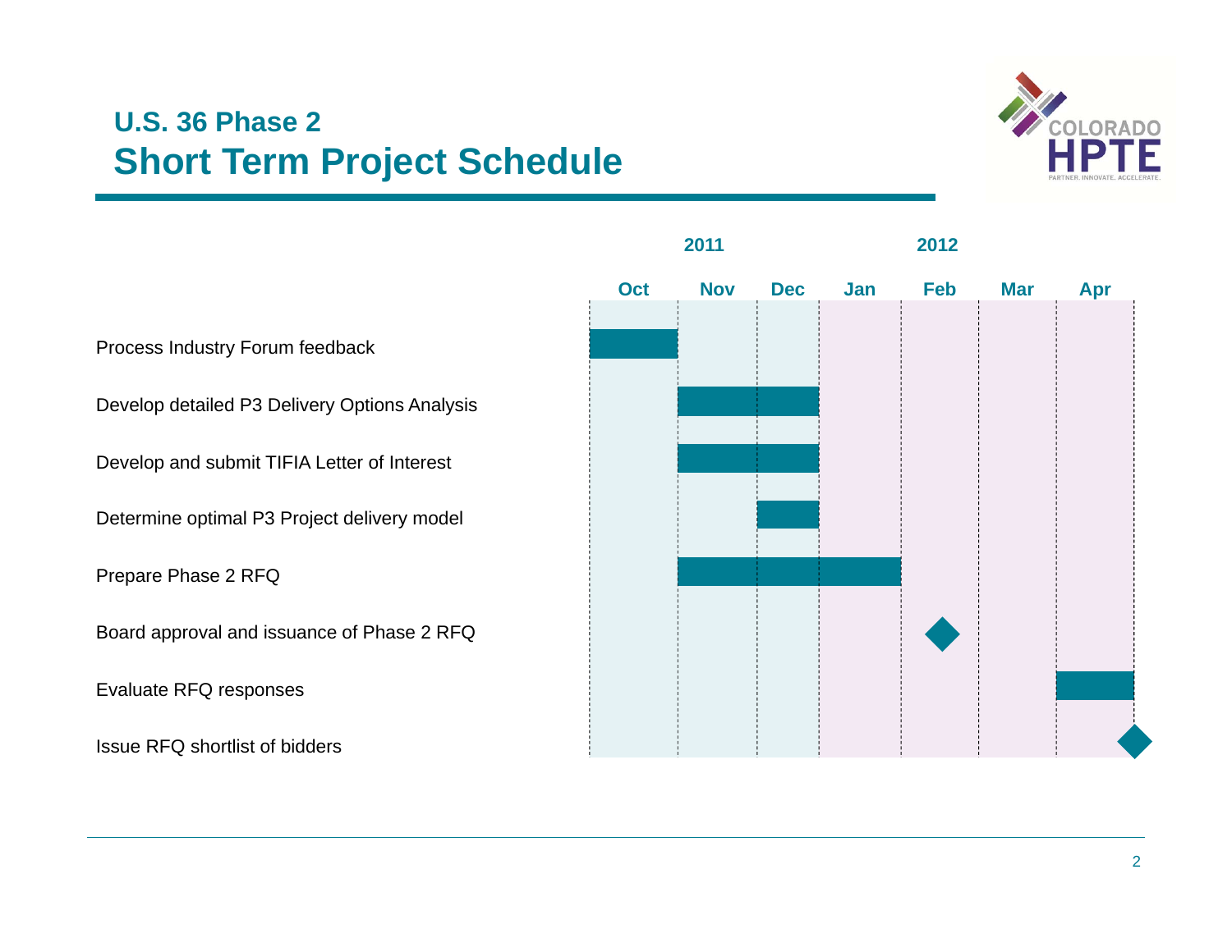# U.S. 36 Phase 2
## Short Term Project Schedule

| Task | Oct 2011 | Nov 2011 | Dec 2011 | Jan 2012 | Feb 2012 | Mar 2012 | Apr 2012 |
|---|---|---|---|---|---|---|---|
| Process Industry Forum feedback | ■ | | | | | | |
| Develop detailed P3 Delivery Options Analysis | | ■ | ■ | | | | |
| Develop and submit TIFIA Letter of Interest | | ■ | ■ | | | | |
| Determine optimal P3 Project delivery model | | | ■ | | | | |
| Prepare Phase 2 RFQ | | ■ | ■ | ■ | | | |
| Board approval and issuance of Phase 2 RFQ | | | | | ◆ | | |
| Evaluate RFQ responses | | | | | | | ■ |
| Issue RFQ shortlist of bidders | | | | | | | ◆ (end of Apr) |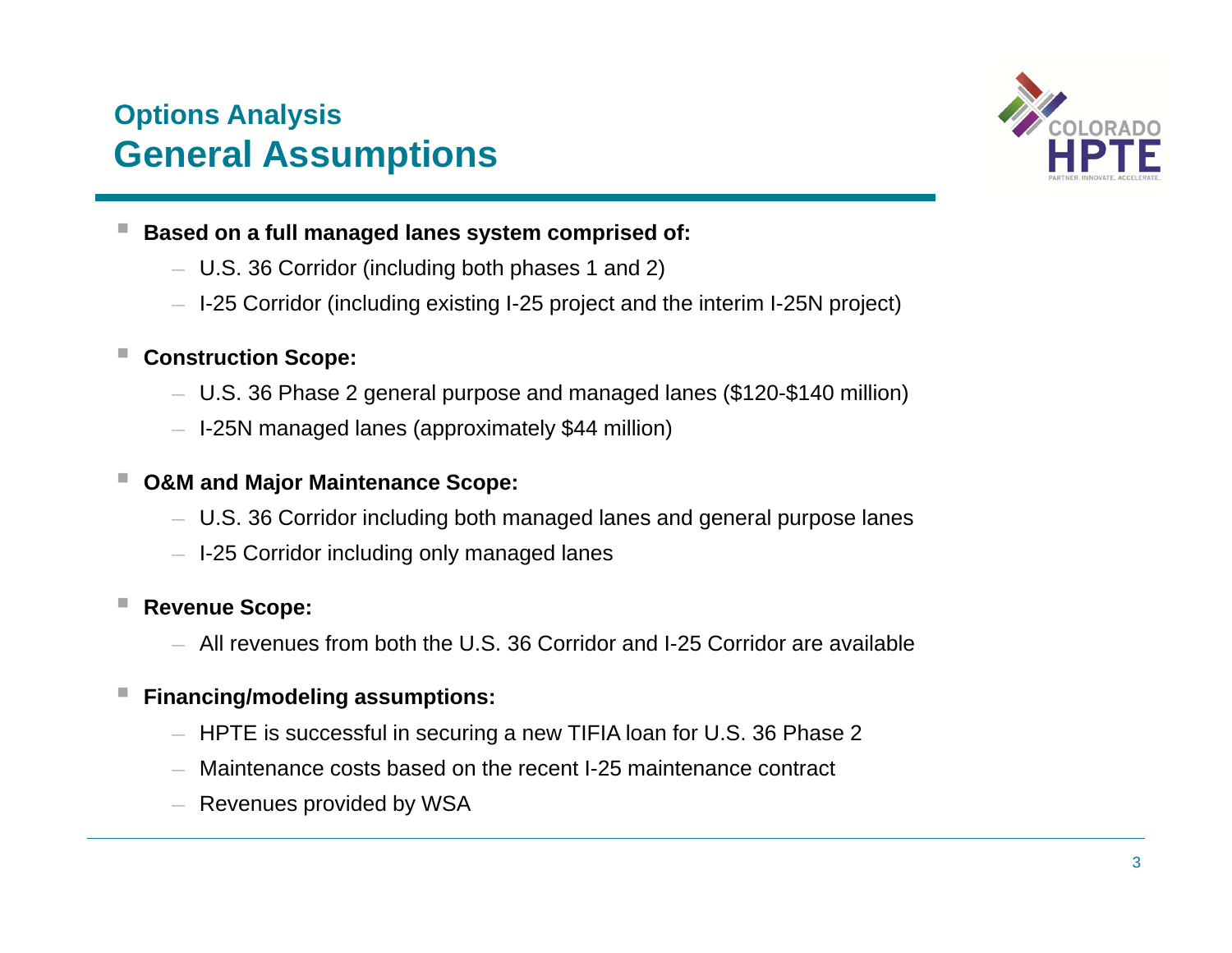## Options Analysis
# General Assumptions

- **Based on a full managed lanes system comprised of:**
  - U.S. 36 Corridor (including both phases 1 and 2)
  - I-25 Corridor (including existing I-25 project and the interim I-25N project)

- **Construction Scope:**
  - U.S. 36 Phase 2 general purpose and managed lanes ($120-$140 million)
  - I-25N managed lanes (approximately $44 million)

- **O&M and Major Maintenance Scope:**
  - U.S. 36 Corridor including both managed lanes and general purpose lanes
  - I-25 Corridor including only managed lanes

- **Revenue Scope:**
  - All revenues from both the U.S. 36 Corridor and I-25 Corridor are available

- **Financing/modeling assumptions:**
  - HPTE is successful in securing a new TIFIA loan for U.S. 36 Phase 2
  - Maintenance costs based on the recent I-25 maintenance contract
  - Revenues provided by WSA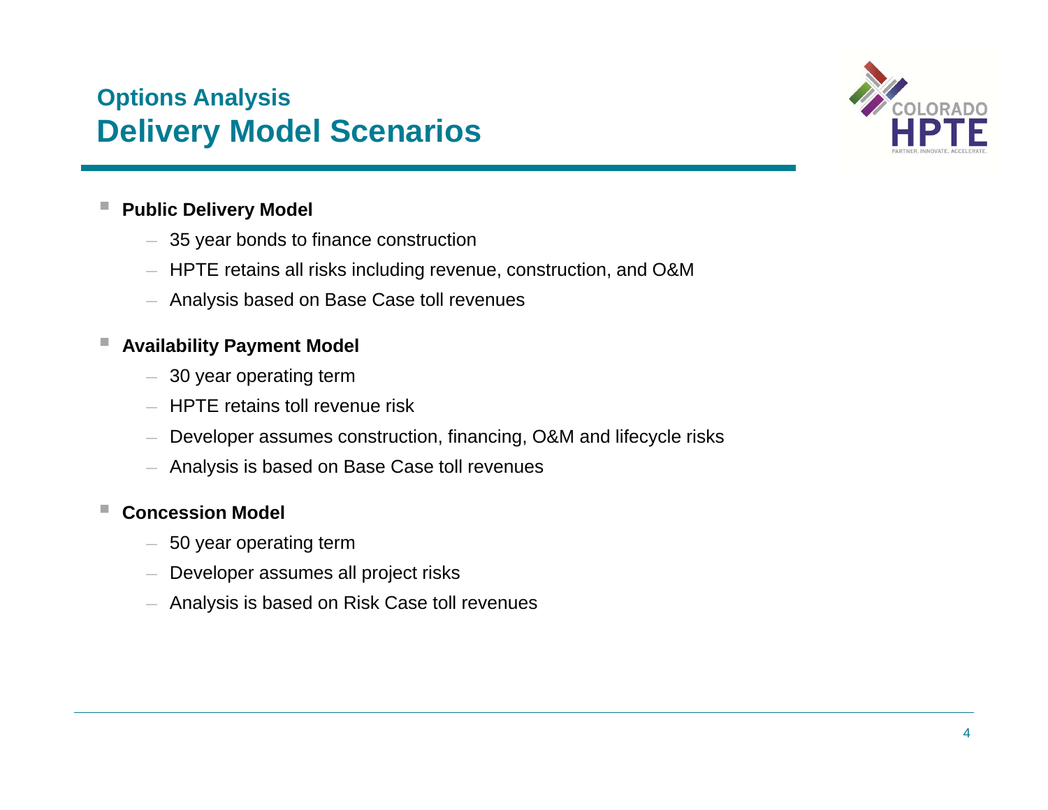## Options Analysis

# Delivery Model Scenarios

- **Public Delivery Model**
  - 35 year bonds to finance construction
  - HPTE retains all risks including revenue, construction, and O&M
  - Analysis based on Base Case toll revenues
- **Availability Payment Model**
  - 30 year operating term
  - HPTE retains toll revenue risk
  - Developer assumes construction, financing, O&M and lifecycle risks
  - Analysis is based on Base Case toll revenues
- **Concession Model**
  - 50 year operating term
  - Developer assumes all project risks
  - Analysis is based on Risk Case toll revenues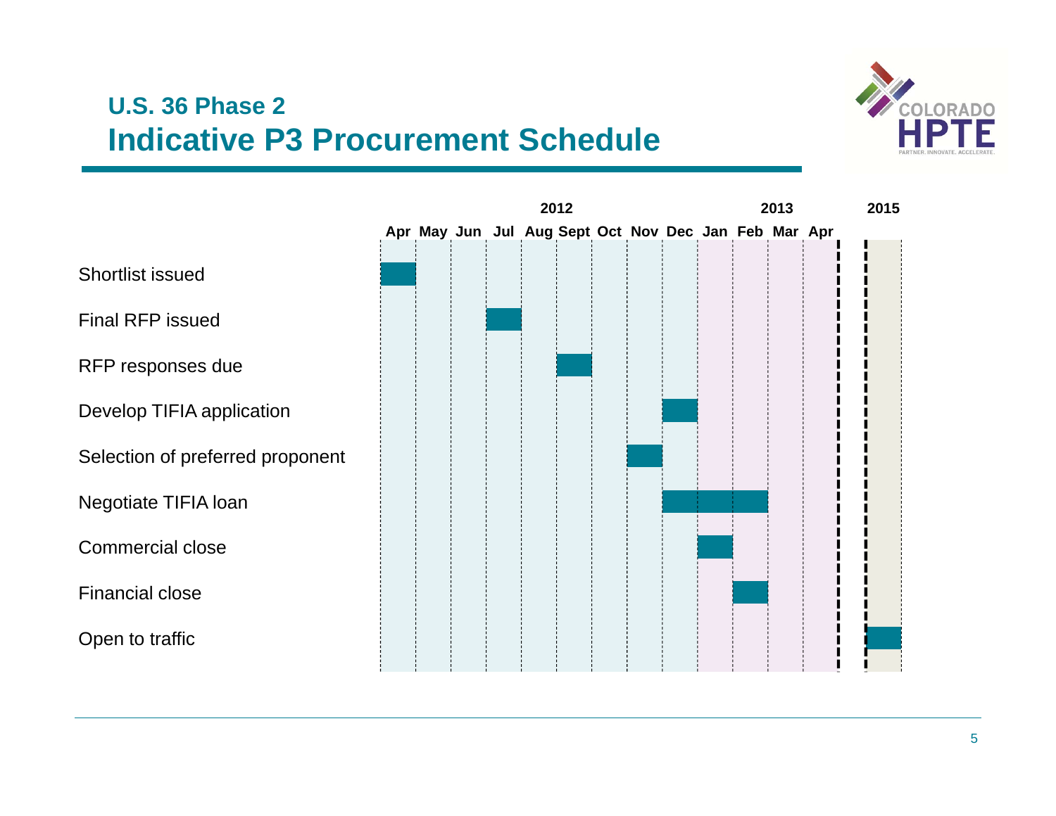## U.S. 36 Phase 2

# Indicative P3 Procurement Schedule

COLORADO HPTE
PARTNER. INNOVATE. ACCELERATE.

2012
2013
2015

Apr May Jun Jul Aug Sept Oct Nov Dec Jan Feb Mar Apr

Shortlist issued

Final RFP issued

RFP responses due

Develop TIFIA application

Selection of preferred proponent

Negotiate TIFIA loan

Commercial close

Financial close

Open to traffic